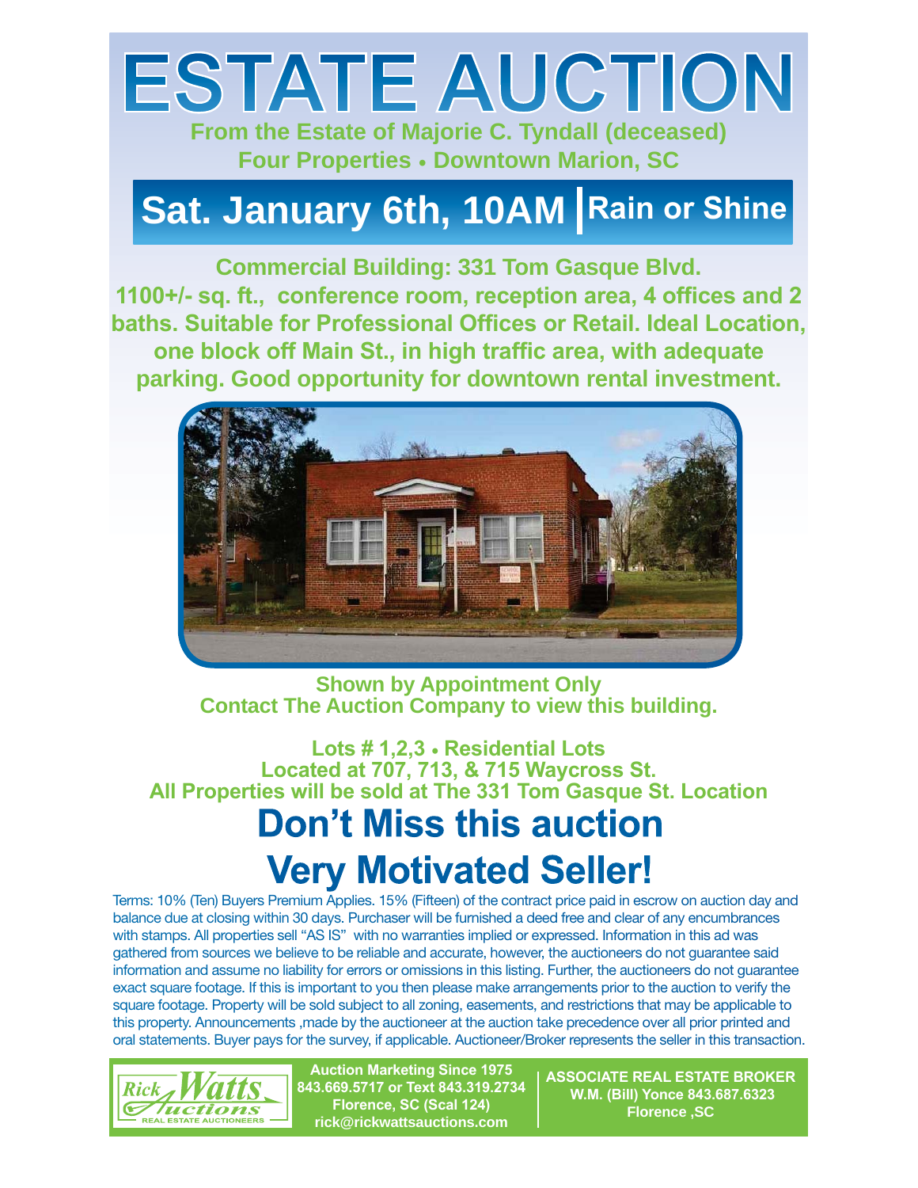# ESTATE AUCTION

**From the Estate of Majorie C. Tyndall (deceased)**

**Four Properties • Downtown Marion, SC**

## Sat. January 6th, 10AM | Rain or Shine

**Commercial Building: 331 Tom Gasque Blvd.**

**1100+/- sq. ft., conference room, reception area, 4 offices and 2 baths. Suitable for Professional Offices or Retail. Ideal Location, one block off Main St., in high traffic area, with adequate parking. Good opportunity for downtown rental investment.**

**Shown by Appointment Only**
**Contact The Auction Company to view this building.**

**Lots # 1,2,3 • Residential Lots**
**Located at 707, 713, & 715 Waycross St.**
**All Properties will be sold at The 331 Tom Gasque St. Location**

## Don't Miss this auction

## Very Motivated Seller!

Terms: 10% (Ten) Buyers Premium Applies. 15% (Fifteen) of the contract price paid in escrow on auction day and balance due at closing within 30 days. Purchaser will be furnished a deed free and clear of any encumbrances with stamps. All properties sell "AS IS" with no warranties implied or expressed. Information in this ad was gathered from sources we believe to be reliable and accurate, however, the auctioneers do not guarantee said information and assume no liability for errors or omissions in this listing. Further, the auctioneers do not guarantee exact square footage. If this is important to you then please make arrangements prior to the auction to verify the square footage. Property will be sold subject to all zoning, easements, and restrictions that may be applicable to this property. Announcements ,made by the auctioneer at the auction take precedence over all prior printed and oral statements. Buyer pays for the survey, if applicable. Auctioneer/Broker represents the seller in this transaction.

Rick Watts Auctions
REAL ESTATE AUCTIONEERS

**Auction Marketing Since 1975**
**843.669.5717 or Text 843.319.2734**
**Florence, SC (Scal 124)**
**rick@rickwattsauctions.com**

**ASSOCIATE REAL ESTATE BROKER**
**W.M. (Bill) Yonce 843.687.6323**
**Florence ,SC**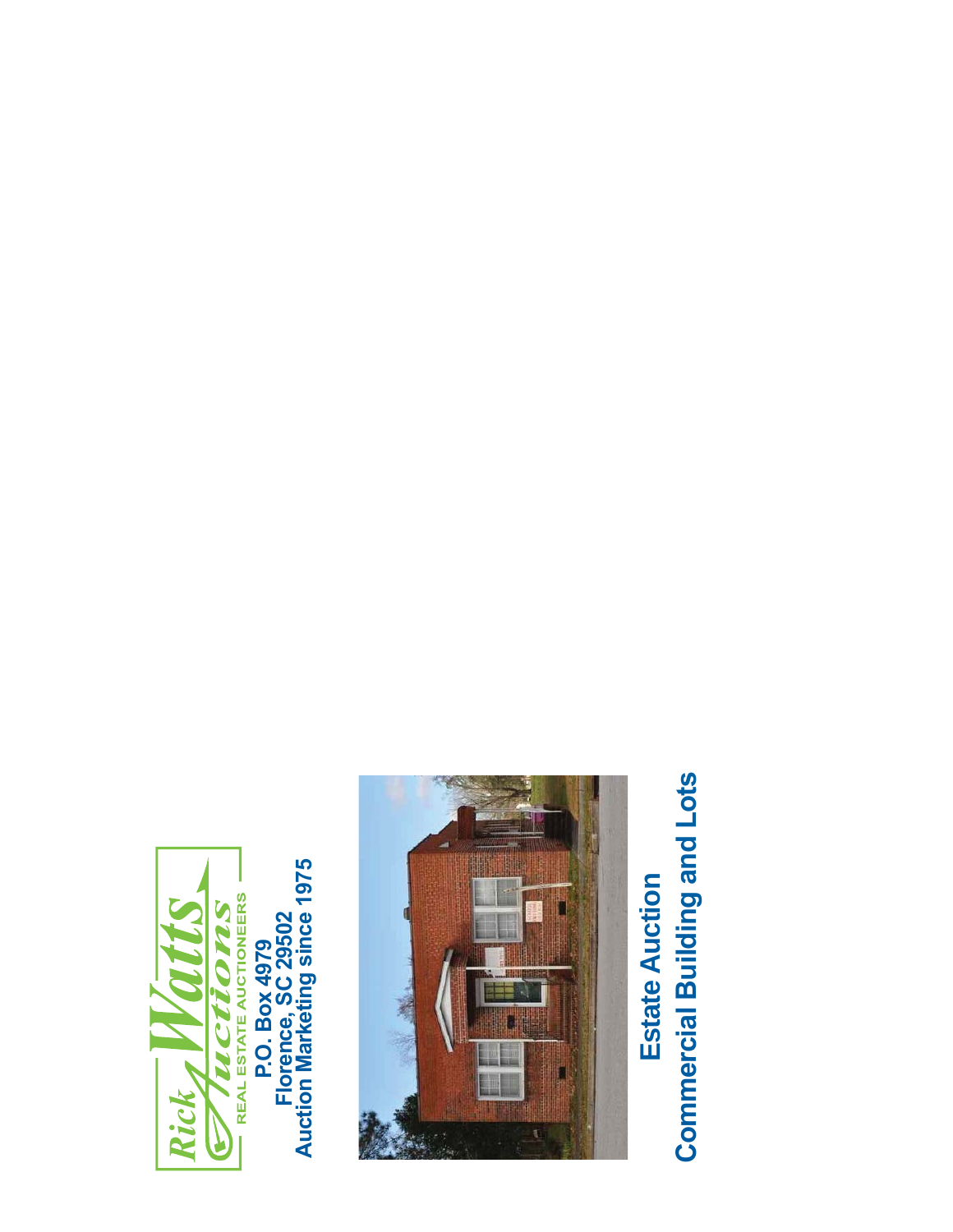Rick Watts Auctions

REAL ESTATE AUCTIONEERS

P.O. Box 4979
Florence, SC 29502
Auction Marketing since 1975

## Estate Auction
## Commercial Building and Lots